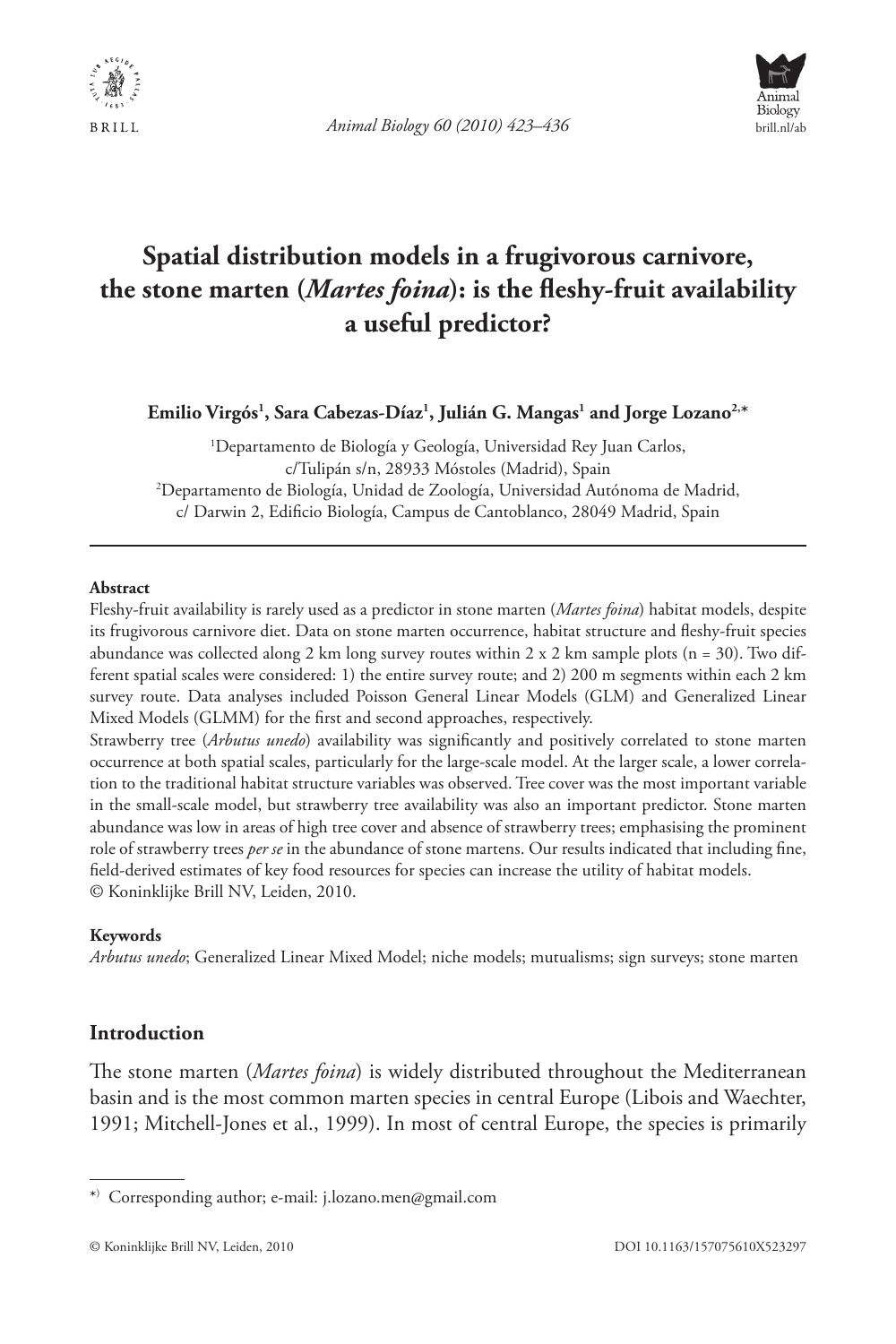# Spatial distribution models in a frugivorous carnivore, the stone marten (*Martes foina*): is the fleshy-fruit availability a useful predictor?

**Emilio Virgós[1], Sara Cabezas-Díaz[1], Julián G. Mangas[1] and Jorge Lozano[2,*]**

[1]Departamento de Biología y Geología, Universidad Rey Juan Carlos, c/Tulipán s/n, 28933 Móstoles (Madrid), Spain
[2]Departamento de Biología, Unidad de Zoología, Universidad Autónoma de Madrid, c/ Darwin 2, Edificio Biología, Campus de Cantoblanco, 28049 Madrid, Spain

---

#### Abstract

Fleshy-fruit availability is rarely used as a predictor in stone marten (*Martes foina*) habitat models, despite its frugivorous carnivore diet. Data on stone marten occurrence, habitat structure and fleshy-fruit species abundance was collected along 2 km long survey routes within 2 x 2 km sample plots (n = 30). Two different spatial scales were considered: 1) the entire survey route; and 2) 200 m segments within each 2 km survey route. Data analyses included Poisson General Linear Models (GLM) and Generalized Linear Mixed Models (GLMM) for the first and second approaches, respectively.

Strawberry tree (*Arbutus unedo*) availability was significantly and positively correlated to stone marten occurrence at both spatial scales, particularly for the large-scale model. At the larger scale, a lower correlation to the traditional habitat structure variables was observed. Tree cover was the most important variable in the small-scale model, but strawberry tree availability was also an important predictor. Stone marten abundance was low in areas of high tree cover and absence of strawberry trees; emphasising the prominent role of strawberry trees *per se* in the abundance of stone martens. Our results indicated that including fine, field-derived estimates of key food resources for species can increase the utility of habitat models.
© Koninklijke Brill NV, Leiden, 2010.

#### Keywords

*Arbutus unedo*; Generalized Linear Mixed Model; niche models; mutualisms; sign surveys; stone marten

## Introduction

The stone marten (*Martes foina*) is widely distributed throughout the Mediterranean basin and is the most common marten species in central Europe (Libois and Waechter, 1991; Mitchell-Jones et al., 1999). In most of central Europe, the species is primarily

---

*) Corresponding author; e-mail: j.lozano.men@gmail.com

© Koninklijke Brill NV, Leiden, 2010 DOI 10.1163/157075610X523297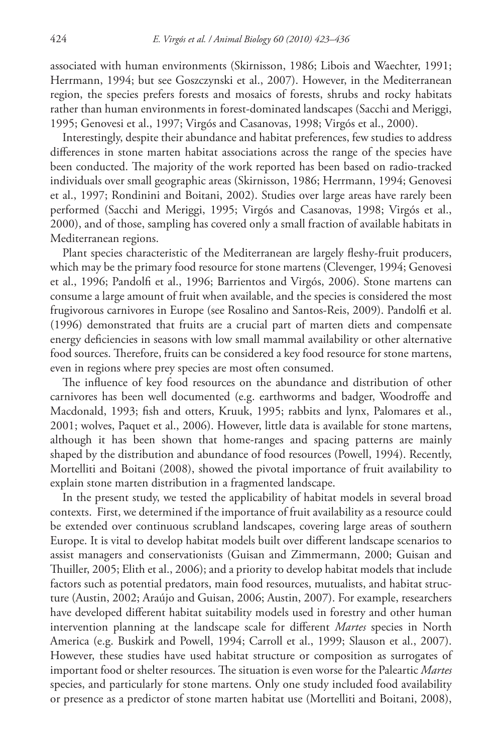associated with human environments (Skirnisson, 1986; Libois and Waechter, 1991; Herrmann, 1994; but see Goszczynski et al., 2007). However, in the Mediterranean region, the species prefers forests and mosaics of forests, shrubs and rocky habitats rather than human environments in forest-dominated landscapes (Sacchi and Meriggi, 1995; Genovesi et al., 1997; Virgós and Casanovas, 1998; Virgós et al., 2000).

Interestingly, despite their abundance and habitat preferences, few studies to address differences in stone marten habitat associations across the range of the species have been conducted. The majority of the work reported has been based on radio-tracked individuals over small geographic areas (Skirnisson, 1986; Herrmann, 1994; Genovesi et al., 1997; Rondinini and Boitani, 2002). Studies over large areas have rarely been performed (Sacchi and Meriggi, 1995; Virgós and Casanovas, 1998; Virgós et al., 2000), and of those, sampling has covered only a small fraction of available habitats in Mediterranean regions.

Plant species characteristic of the Mediterranean are largely fleshy-fruit producers, which may be the primary food resource for stone martens (Clevenger, 1994; Genovesi et al., 1996; Pandolfi et al., 1996; Barrientos and Virgós, 2006). Stone martens can consume a large amount of fruit when available, and the species is considered the most frugivorous carnivores in Europe (see Rosalino and Santos-Reis, 2009). Pandolfi et al. (1996) demonstrated that fruits are a crucial part of marten diets and compensate energy deficiencies in seasons with low small mammal availability or other alternative food sources. Therefore, fruits can be considered a key food resource for stone martens, even in regions where prey species are most often consumed.

The influence of key food resources on the abundance and distribution of other carnivores has been well documented (e.g. earthworms and badger, Woodroffe and Macdonald, 1993; fish and otters, Kruuk, 1995; rabbits and lynx, Palomares et al., 2001; wolves, Paquet et al., 2006). However, little data is available for stone martens, although it has been shown that home-ranges and spacing patterns are mainly shaped by the distribution and abundance of food resources (Powell, 1994). Recently, Mortelliti and Boitani (2008), showed the pivotal importance of fruit availability to explain stone marten distribution in a fragmented landscape.

In the present study, we tested the applicability of habitat models in several broad contexts. First, we determined if the importance of fruit availability as a resource could be extended over continuous scrubland landscapes, covering large areas of southern Europe. It is vital to develop habitat models built over different landscape scenarios to assist managers and conservationists (Guisan and Zimmermann, 2000; Guisan and Thuiller, 2005; Elith et al., 2006); and a priority to develop habitat models that include factors such as potential predators, main food resources, mutualists, and habitat structure (Austin, 2002; Araújo and Guisan, 2006; Austin, 2007). For example, researchers have developed different habitat suitability models used in forestry and other human intervention planning at the landscape scale for different *Martes* species in North America (e.g. Buskirk and Powell, 1994; Carroll et al., 1999; Slauson et al., 2007). However, these studies have used habitat structure or composition as surrogates of important food or shelter resources. The situation is even worse for the Paleartic *Martes* species, and particularly for stone martens. Only one study included food availability or presence as a predictor of stone marten habitat use (Mortelliti and Boitani, 2008),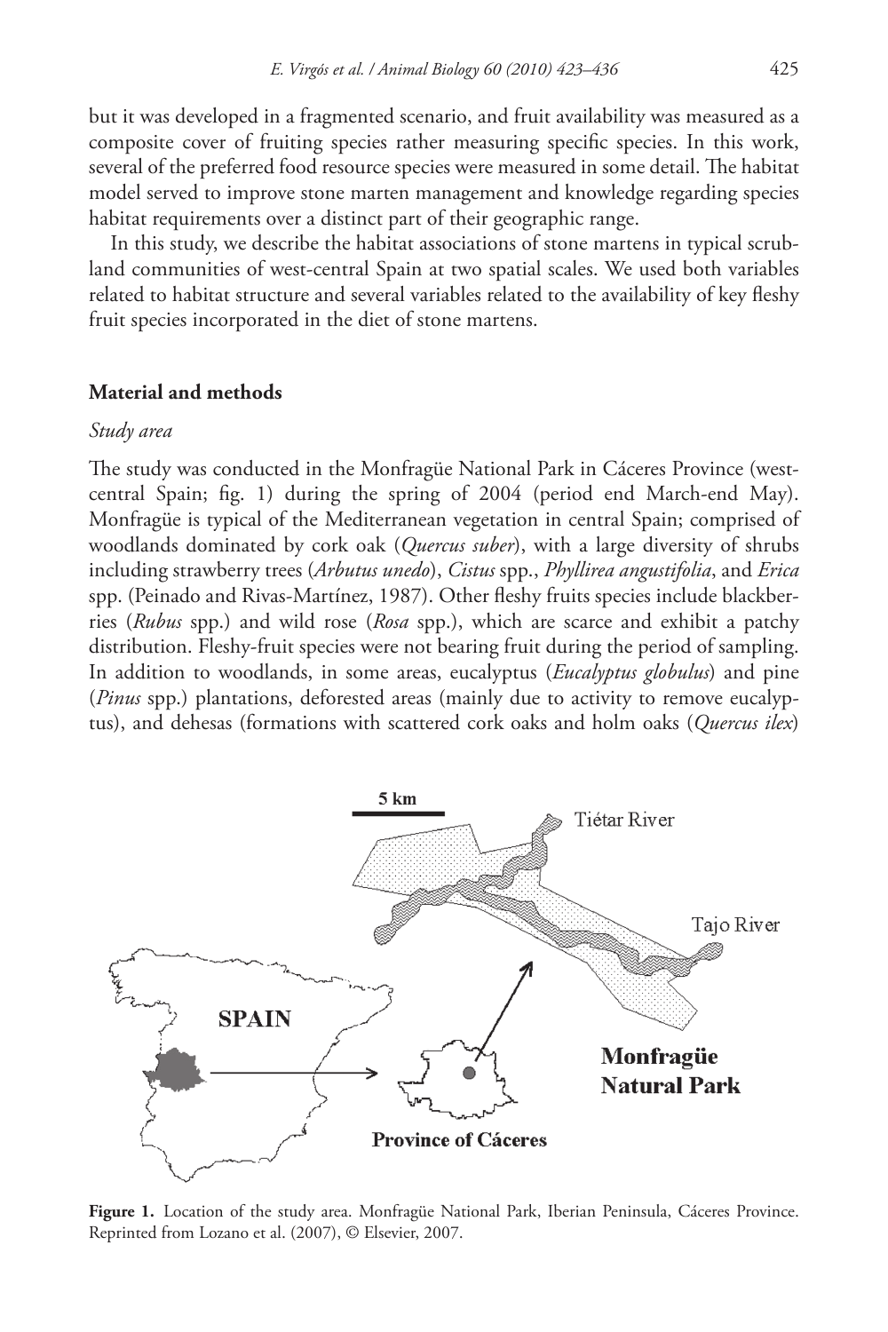but it was developed in a fragmented scenario, and fruit availability was measured as a composite cover of fruiting species rather measuring specific species. In this work, several of the preferred food resource species were measured in some detail. The habitat model served to improve stone marten management and knowledge regarding species habitat requirements over a distinct part of their geographic range.

In this study, we describe the habitat associations of stone martens in typical scrubland communities of west-central Spain at two spatial scales. We used both variables related to habitat structure and several variables related to the availability of key fleshy fruit species incorporated in the diet of stone martens.

## Material and methods

### *Study area*

The study was conducted in the Monfragüe National Park in Cáceres Province (west-central Spain; fig. 1) during the spring of 2004 (period end March-end May). Monfragüe is typical of the Mediterranean vegetation in central Spain; comprised of woodlands dominated by cork oak (*Quercus suber*), with a large diversity of shrubs including strawberry trees (*Arbutus unedo*), *Cistus* spp., *Phyllirea angustifolia*, and *Erica* spp. (Peinado and Rivas-Martínez, 1987). Other fleshy fruits species include blackberries (*Rubus* spp.) and wild rose (*Rosa* spp.), which are scarce and exhibit a patchy distribution. Fleshy-fruit species were not bearing fruit during the period of sampling. In addition to woodlands, in some areas, eucalyptus (*Eucalyptus globulus*) and pine (*Pinus* spp.) plantations, deforested areas (mainly due to activity to remove eucalyptus), and dehesas (formations with scattered cork oaks and holm oaks (*Quercus ilex*)

**Figure 1.** Location of the study area. Monfragüe National Park, Iberian Peninsula, Cáceres Province. Reprinted from Lozano et al. (2007), © Elsevier, 2007.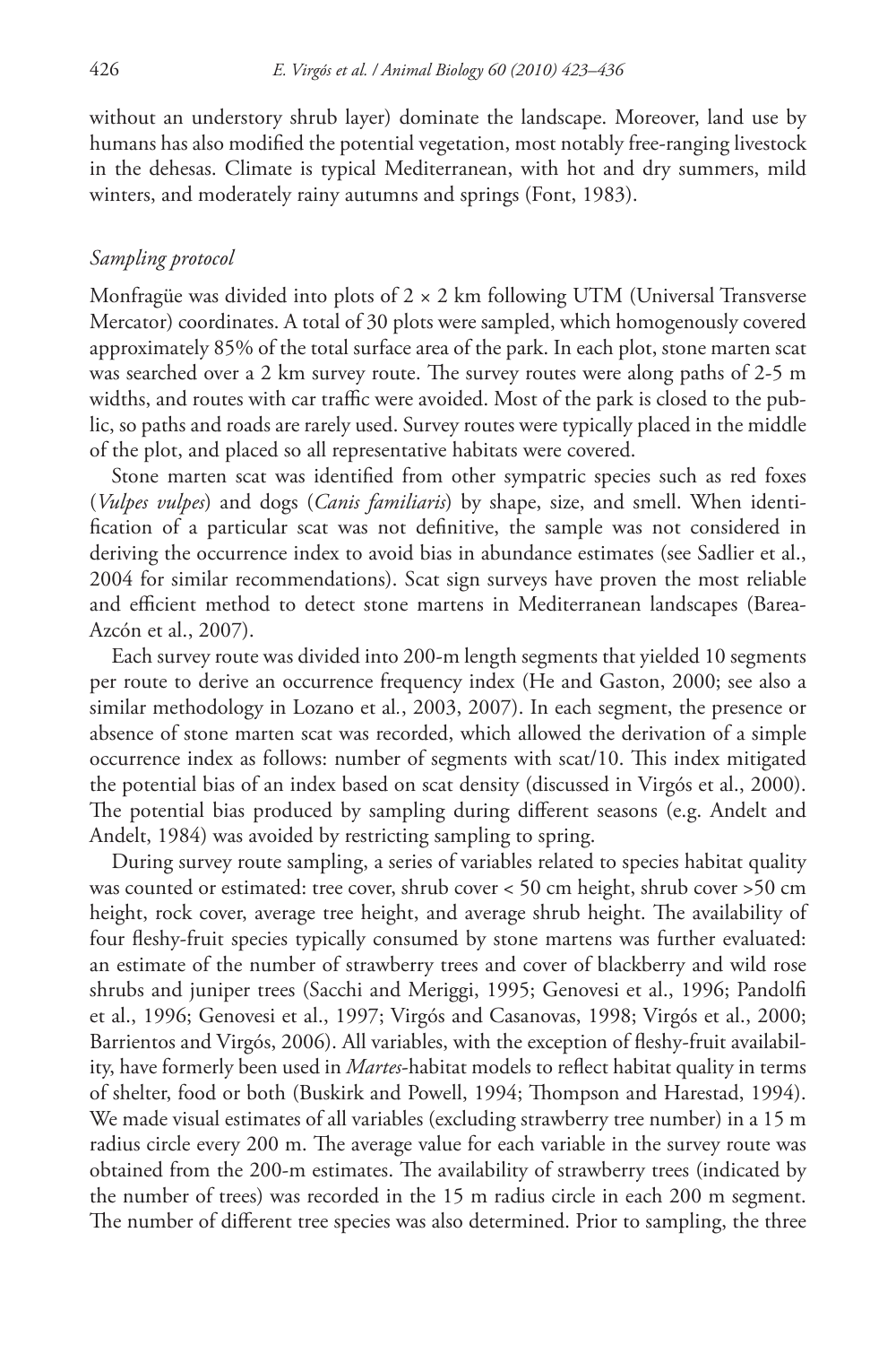without an understory shrub layer) dominate the landscape. Moreover, land use by humans has also modified the potential vegetation, most notably free-ranging livestock in the dehesas. Climate is typical Mediterranean, with hot and dry summers, mild winters, and moderately rainy autumns and springs (Font, 1983).

### *Sampling protocol*

Monfragüe was divided into plots of 2 × 2 km following UTM (Universal Transverse Mercator) coordinates. A total of 30 plots were sampled, which homogenously covered approximately 85% of the total surface area of the park. In each plot, stone marten scat was searched over a 2 km survey route. The survey routes were along paths of 2-5 m widths, and routes with car traffic were avoided. Most of the park is closed to the public, so paths and roads are rarely used. Survey routes were typically placed in the middle of the plot, and placed so all representative habitats were covered.

Stone marten scat was identified from other sympatric species such as red foxes (*Vulpes vulpes*) and dogs (*Canis familiaris*) by shape, size, and smell. When identification of a particular scat was not definitive, the sample was not considered in deriving the occurrence index to avoid bias in abundance estimates (see Sadlier et al., 2004 for similar recommendations). Scat sign surveys have proven the most reliable and efficient method to detect stone martens in Mediterranean landscapes (Barea-Azcón et al., 2007).

Each survey route was divided into 200-m length segments that yielded 10 segments per route to derive an occurrence frequency index (He and Gaston, 2000; see also a similar methodology in Lozano et al., 2003, 2007). In each segment, the presence or absence of stone marten scat was recorded, which allowed the derivation of a simple occurrence index as follows: number of segments with scat/10. This index mitigated the potential bias of an index based on scat density (discussed in Virgós et al., 2000). The potential bias produced by sampling during different seasons (e.g. Andelt and Andelt, 1984) was avoided by restricting sampling to spring.

During survey route sampling, a series of variables related to species habitat quality was counted or estimated: tree cover, shrub cover < 50 cm height, shrub cover >50 cm height, rock cover, average tree height, and average shrub height. The availability of four fleshy-fruit species typically consumed by stone martens was further evaluated: an estimate of the number of strawberry trees and cover of blackberry and wild rose shrubs and juniper trees (Sacchi and Meriggi, 1995; Genovesi et al., 1996; Pandolfi et al., 1996; Genovesi et al., 1997; Virgós and Casanovas, 1998; Virgós et al., 2000; Barrientos and Virgós, 2006). All variables, with the exception of fleshy-fruit availability, have formerly been used in *Martes*-habitat models to reflect habitat quality in terms of shelter, food or both (Buskirk and Powell, 1994; Thompson and Harestad, 1994). We made visual estimates of all variables (excluding strawberry tree number) in a 15 m radius circle every 200 m. The average value for each variable in the survey route was obtained from the 200-m estimates. The availability of strawberry trees (indicated by the number of trees) was recorded in the 15 m radius circle in each 200 m segment. The number of different tree species was also determined. Prior to sampling, the three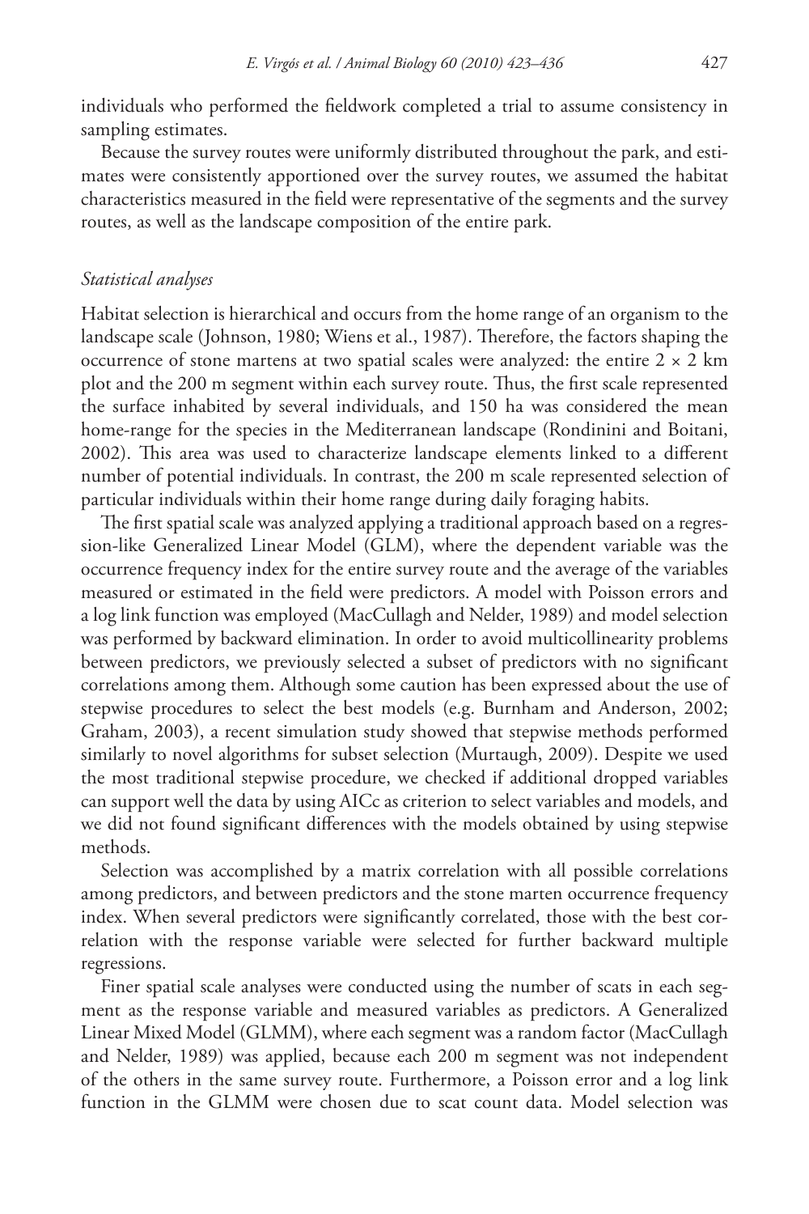individuals who performed the fieldwork completed a trial to assume consistency in sampling estimates.

Because the survey routes were uniformly distributed throughout the park, and estimates were consistently apportioned over the survey routes, we assumed the habitat characteristics measured in the field were representative of the segments and the survey routes, as well as the landscape composition of the entire park.

### *Statistical analyses*

Habitat selection is hierarchical and occurs from the home range of an organism to the landscape scale (Johnson, 1980; Wiens et al., 1987). Therefore, the factors shaping the occurrence of stone martens at two spatial scales were analyzed: the entire $2 \times 2$ km plot and the 200 m segment within each survey route. Thus, the first scale represented the surface inhabited by several individuals, and 150 ha was considered the mean home-range for the species in the Mediterranean landscape (Rondinini and Boitani, 2002). This area was used to characterize landscape elements linked to a different number of potential individuals. In contrast, the 200 m scale represented selection of particular individuals within their home range during daily foraging habits.

The first spatial scale was analyzed applying a traditional approach based on a regression-like Generalized Linear Model (GLM), where the dependent variable was the occurrence frequency index for the entire survey route and the average of the variables measured or estimated in the field were predictors. A model with Poisson errors and a log link function was employed (MacCullagh and Nelder, 1989) and model selection was performed by backward elimination. In order to avoid multicollinearity problems between predictors, we previously selected a subset of predictors with no significant correlations among them. Although some caution has been expressed about the use of stepwise procedures to select the best models (e.g. Burnham and Anderson, 2002; Graham, 2003), a recent simulation study showed that stepwise methods performed similarly to novel algorithms for subset selection (Murtaugh, 2009). Despite we used the most traditional stepwise procedure, we checked if additional dropped variables can support well the data by using AICc as criterion to select variables and models, and we did not found significant differences with the models obtained by using stepwise methods.

Selection was accomplished by a matrix correlation with all possible correlations among predictors, and between predictors and the stone marten occurrence frequency index. When several predictors were significantly correlated, those with the best correlation with the response variable were selected for further backward multiple regressions.

Finer spatial scale analyses were conducted using the number of scats in each segment as the response variable and measured variables as predictors. A Generalized Linear Mixed Model (GLMM), where each segment was a random factor (MacCullagh and Nelder, 1989) was applied, because each 200 m segment was not independent of the others in the same survey route. Furthermore, a Poisson error and a log link function in the GLMM were chosen due to scat count data. Model selection was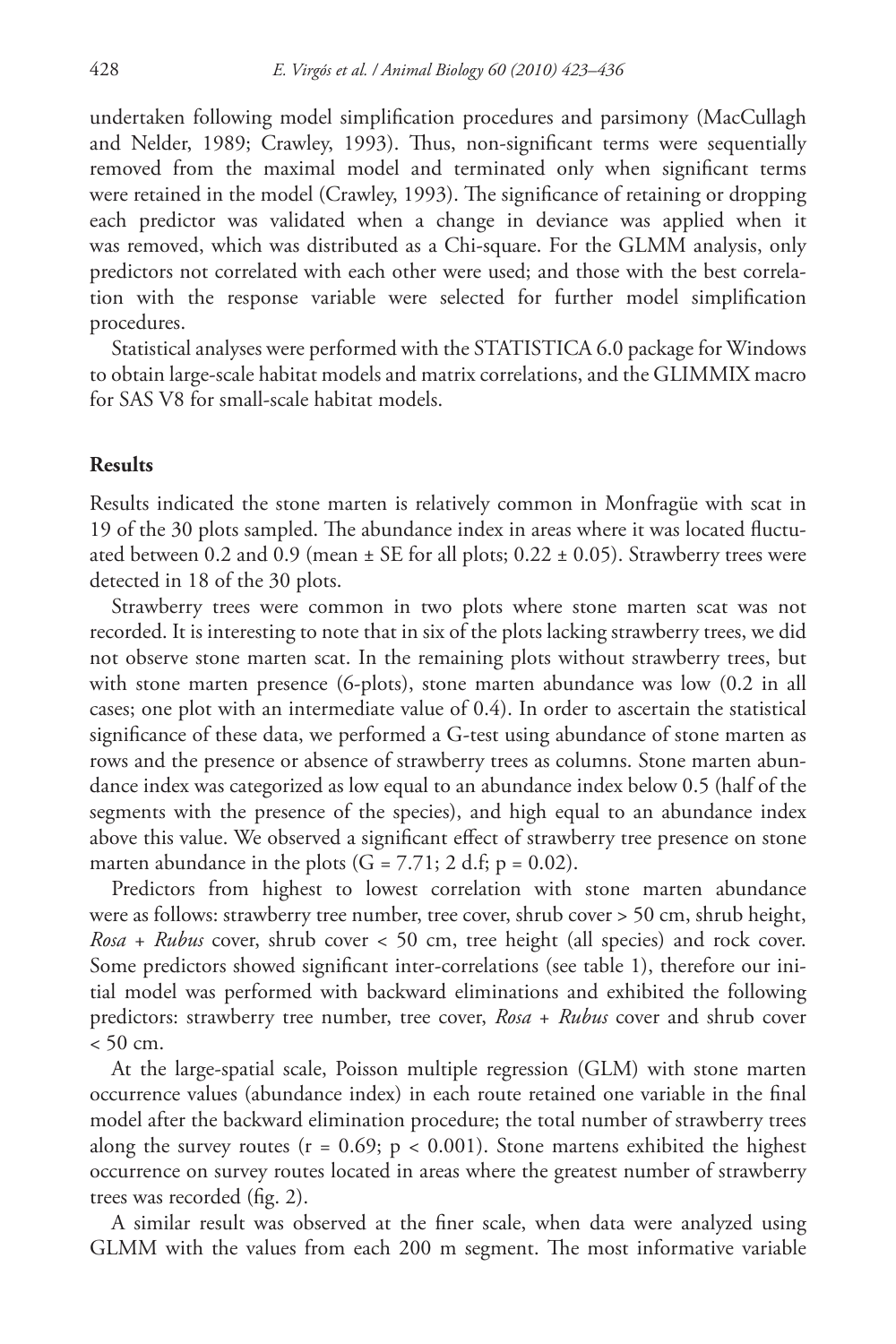undertaken following model simplification procedures and parsimony (MacCullagh and Nelder, 1989; Crawley, 1993). Thus, non-significant terms were sequentially removed from the maximal model and terminated only when significant terms were retained in the model (Crawley, 1993). The significance of retaining or dropping each predictor was validated when a change in deviance was applied when it was removed, which was distributed as a Chi-square. For the GLMM analysis, only predictors not correlated with each other were used; and those with the best correlation with the response variable were selected for further model simplification procedures.

Statistical analyses were performed with the STATISTICA 6.0 package for Windows to obtain large-scale habitat models and matrix correlations, and the GLIMMIX macro for SAS V8 for small-scale habitat models.

## Results

Results indicated the stone marten is relatively common in Monfragüe with scat in 19 of the 30 plots sampled. The abundance index in areas where it was located fluctuated between 0.2 and 0.9 (mean ± SE for all plots; 0.22 ± 0.05). Strawberry trees were detected in 18 of the 30 plots.

Strawberry trees were common in two plots where stone marten scat was not recorded. It is interesting to note that in six of the plots lacking strawberry trees, we did not observe stone marten scat. In the remaining plots without strawberry trees, but with stone marten presence (6-plots), stone marten abundance was low (0.2 in all cases; one plot with an intermediate value of 0.4). In order to ascertain the statistical significance of these data, we performed a G-test using abundance of stone marten as rows and the presence or absence of strawberry trees as columns. Stone marten abundance index was categorized as low equal to an abundance index below 0.5 (half of the segments with the presence of the species), and high equal to an abundance index above this value. We observed a significant effect of strawberry tree presence on stone marten abundance in the plots ($G = 7.71$; 2 d.f; $p = 0.02$).

Predictors from highest to lowest correlation with stone marten abundance were as follows: strawberry tree number, tree cover, shrub cover > 50 cm, shrub height, *Rosa* + *Rubus* cover, shrub cover < 50 cm, tree height (all species) and rock cover. Some predictors showed significant inter-correlations (see table 1), therefore our initial model was performed with backward eliminations and exhibited the following predictors: strawberry tree number, tree cover, *Rosa* + *Rubus* cover and shrub cover < 50 cm.

At the large-spatial scale, Poisson multiple regression (GLM) with stone marten occurrence values (abundance index) in each route retained one variable in the final model after the backward elimination procedure; the total number of strawberry trees along the survey routes ($r = 0.69$; $p < 0.001$). Stone martens exhibited the highest occurrence on survey routes located in areas where the greatest number of strawberry trees was recorded (fig. 2).

A similar result was observed at the finer scale, when data were analyzed using GLMM with the values from each 200 m segment. The most informative variable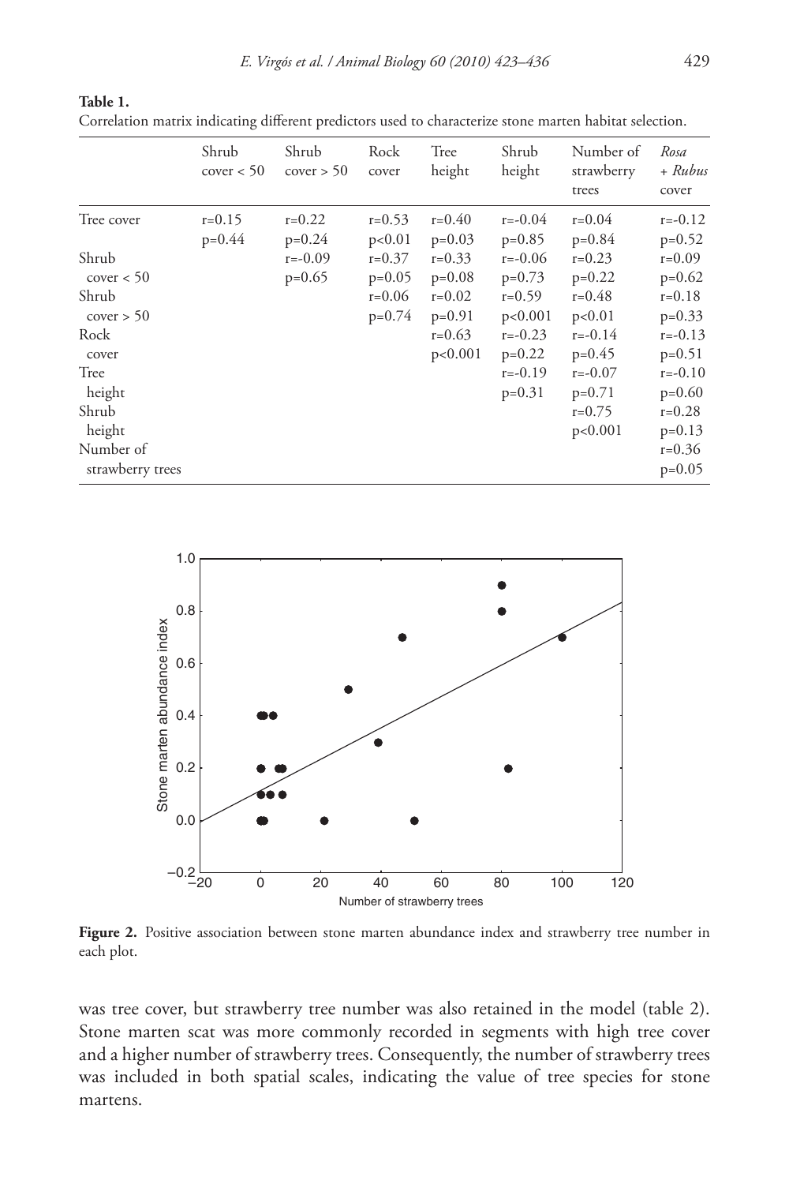**Table 1.**
Correlation matrix indicating different predictors used to characterize stone marten habitat selection.

| | Shrub cover < 50 | Shrub cover > 50 | Rock cover | Tree height | Shrub height | Number of strawberry trees | *Rosa* + *Rubus* cover |
|---|---|---|---|---|---|---|---|
| Tree cover | r=0.15 p=0.44 | r=0.22 p=0.24 | r=0.53 p<0.01 | r=0.40 p=0.03 | r=-0.04 p=0.85 | r=0.04 p=0.84 | r=-0.12 p=0.52 |
| Shrub cover < 50 | | r=-0.09 p=0.65 | r=0.37 p=0.05 | r=0.33 p=0.08 | r=-0.06 p=0.73 | r=0.23 p=0.22 | r=0.09 p=0.62 |
| Shrub cover > 50 | | | r=0.06 p=0.74 | r=0.02 p=0.91 | r=0.59 p<0.001 | r=0.48 p<0.01 | r=0.18 p=0.33 |
| Rock cover | | | | r=0.63 p<0.001 | r=-0.23 p=0.22 | r=-0.14 p=0.45 | r=-0.13 p=0.51 |
| Tree height | | | | | r=-0.19 p=0.31 | r=-0.07 p=0.71 | r=-0.10 p=0.60 |
| Shrub height | | | | | | r=0.75 p<0.001 | r=0.28 p=0.13 |
| Number of strawberry trees | | | | | | | r=0.36 p=0.05 |

**Figure 2.** Positive association between stone marten abundance index and strawberry tree number in each plot.

was tree cover, but strawberry tree number was also retained in the model (table 2). Stone marten scat was more commonly recorded in segments with high tree cover and a higher number of strawberry trees. Consequently, the number of strawberry trees was included in both spatial scales, indicating the value of tree species for stone martens.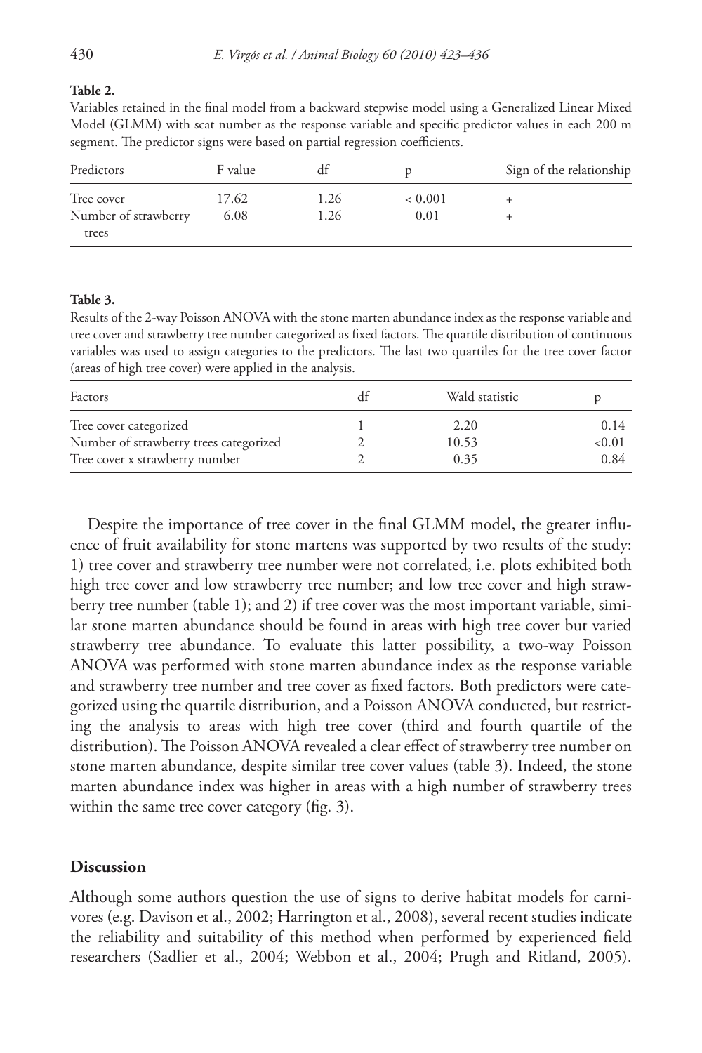**Table 2.**

Variables retained in the final model from a backward stepwise model using a Generalized Linear Mixed Model (GLMM) with scat number as the response variable and specific predictor values in each 200 m segment. The predictor signs were based on partial regression coefficients.

| Predictors | F value | df | p | Sign of the relationship |
|---|---|---|---|---|
| Tree cover | 17.62 | 1.26 | < 0.001 | + |
| Number of strawberry trees | 6.08 | 1.26 | 0.01 | + |

**Table 3.**

Results of the 2-way Poisson ANOVA with the stone marten abundance index as the response variable and tree cover and strawberry tree number categorized as fixed factors. The quartile distribution of continuous variables was used to assign categories to the predictors. The last two quartiles for the tree cover factor (areas of high tree cover) were applied in the analysis.

| Factors | df | Wald statistic | p |
|---|---|---|---|
| Tree cover categorized | 1 | 2.20 | 0.14 |
| Number of strawberry trees categorized | 2 | 10.53 | <0.01 |
| Tree cover x strawberry number | 2 | 0.35 | 0.84 |

Despite the importance of tree cover in the final GLMM model, the greater influence of fruit availability for stone martens was supported by two results of the study: 1) tree cover and strawberry tree number were not correlated, i.e. plots exhibited both high tree cover and low strawberry tree number; and low tree cover and high strawberry tree number (table 1); and 2) if tree cover was the most important variable, similar stone marten abundance should be found in areas with high tree cover but varied strawberry tree abundance. To evaluate this latter possibility, a two-way Poisson ANOVA was performed with stone marten abundance index as the response variable and strawberry tree number and tree cover as fixed factors. Both predictors were categorized using the quartile distribution, and a Poisson ANOVA conducted, but restricting the analysis to areas with high tree cover (third and fourth quartile of the distribution). The Poisson ANOVA revealed a clear effect of strawberry tree number on stone marten abundance, despite similar tree cover values (table 3). Indeed, the stone marten abundance index was higher in areas with a high number of strawberry trees within the same tree cover category (fig. 3).

## Discussion

Although some authors question the use of signs to derive habitat models for carnivores (e.g. Davison et al., 2002; Harrington et al., 2008), several recent studies indicate the reliability and suitability of this method when performed by experienced field researchers (Sadlier et al., 2004; Webbon et al., 2004; Prugh and Ritland, 2005).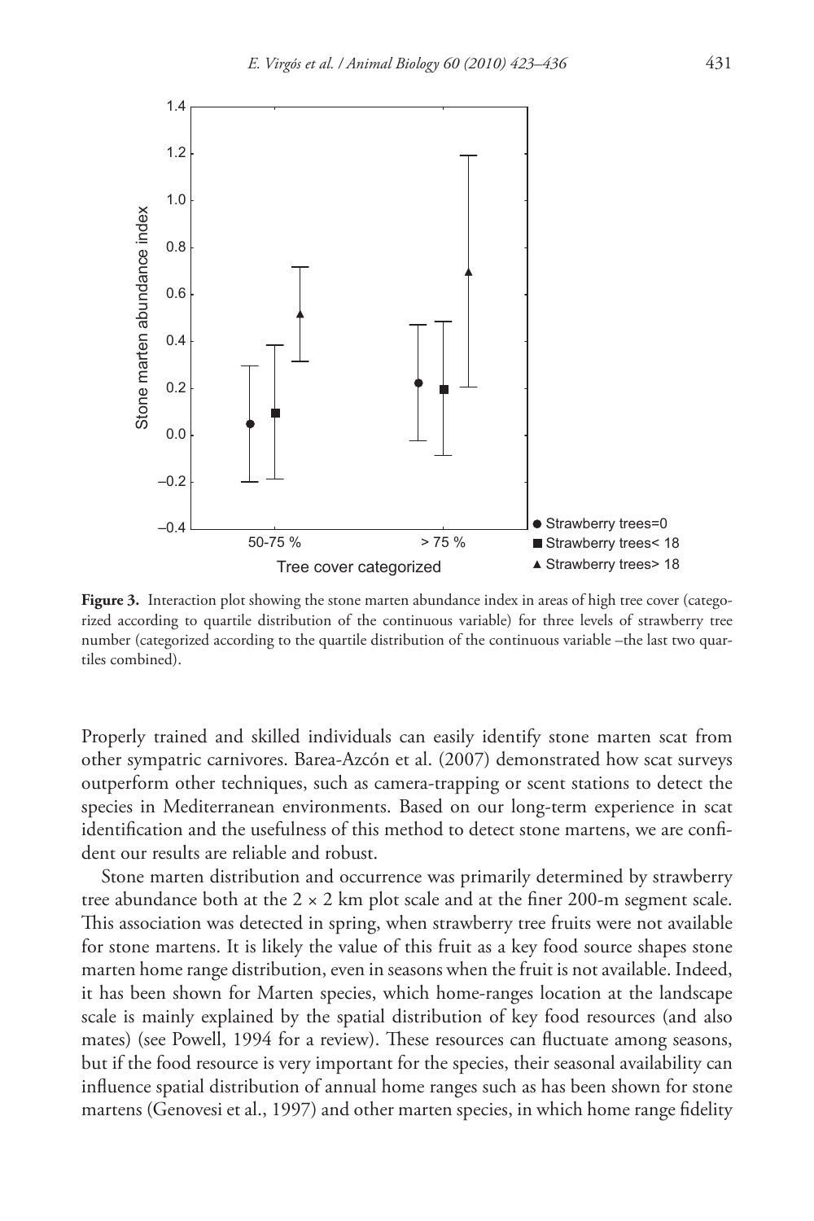**Figure 3.** Interaction plot showing the stone marten abundance index in areas of high tree cover (categorized according to quartile distribution of the continuous variable) for three levels of strawberry tree number (categorized according to the quartile distribution of the continuous variable –the last two quartiles combined).

Properly trained and skilled individuals can easily identify stone marten scat from other sympatric carnivores. Barea-Azcón et al. (2007) demonstrated how scat surveys outperform other techniques, such as camera-trapping or scent stations to detect the species in Mediterranean environments. Based on our long-term experience in scat identification and the usefulness of this method to detect stone martens, we are confident our results are reliable and robust.

Stone marten distribution and occurrence was primarily determined by strawberry tree abundance both at the 2 × 2 km plot scale and at the finer 200-m segment scale. This association was detected in spring, when strawberry tree fruits were not available for stone martens. It is likely the value of this fruit as a key food source shapes stone marten home range distribution, even in seasons when the fruit is not available. Indeed, it has been shown for Marten species, which home-ranges location at the landscape scale is mainly explained by the spatial distribution of key food resources (and also mates) (see Powell, 1994 for a review). These resources can fluctuate among seasons, but if the food resource is very important for the species, their seasonal availability can influence spatial distribution of annual home ranges such as has been shown for stone martens (Genovesi et al., 1997) and other marten species, in which home range fidelity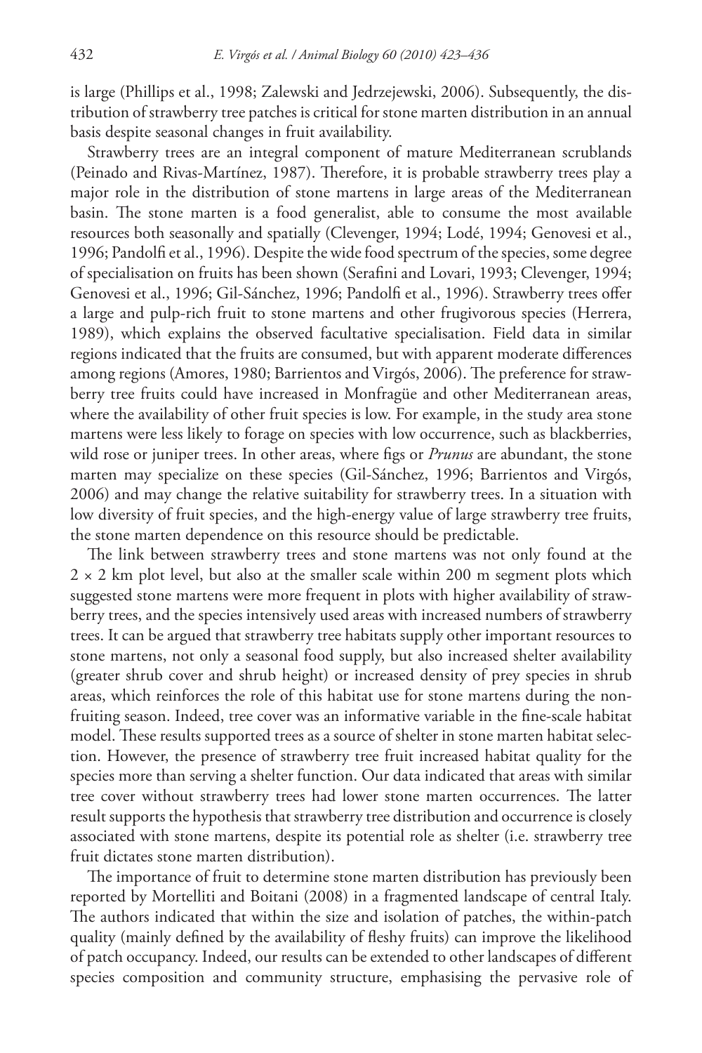is large (Phillips et al., 1998; Zalewski and Jedrzejewski, 2006). Subsequently, the distribution of strawberry tree patches is critical for stone marten distribution in an annual basis despite seasonal changes in fruit availability.

Strawberry trees are an integral component of mature Mediterranean scrublands (Peinado and Rivas-Martínez, 1987). Therefore, it is probable strawberry trees play a major role in the distribution of stone martens in large areas of the Mediterranean basin. The stone marten is a food generalist, able to consume the most available resources both seasonally and spatially (Clevenger, 1994; Lodé, 1994; Genovesi et al., 1996; Pandolfi et al., 1996). Despite the wide food spectrum of the species, some degree of specialisation on fruits has been shown (Serafini and Lovari, 1993; Clevenger, 1994; Genovesi et al., 1996; Gil-Sánchez, 1996; Pandolfi et al., 1996). Strawberry trees offer a large and pulp-rich fruit to stone martens and other frugivorous species (Herrera, 1989), which explains the observed facultative specialisation. Field data in similar regions indicated that the fruits are consumed, but with apparent moderate differences among regions (Amores, 1980; Barrientos and Virgós, 2006). The preference for strawberry tree fruits could have increased in Monfragüe and other Mediterranean areas, where the availability of other fruit species is low. For example, in the study area stone martens were less likely to forage on species with low occurrence, such as blackberries, wild rose or juniper trees. In other areas, where figs or *Prunus* are abundant, the stone marten may specialize on these species (Gil-Sánchez, 1996; Barrientos and Virgós, 2006) and may change the relative suitability for strawberry trees. In a situation with low diversity of fruit species, and the high-energy value of large strawberry tree fruits, the stone marten dependence on this resource should be predictable.

The link between strawberry trees and stone martens was not only found at the $2 \times 2$ km plot level, but also at the smaller scale within 200 m segment plots which suggested stone martens were more frequent in plots with higher availability of strawberry trees, and the species intensively used areas with increased numbers of strawberry trees. It can be argued that strawberry tree habitats supply other important resources to stone martens, not only a seasonal food supply, but also increased shelter availability (greater shrub cover and shrub height) or increased density of prey species in shrub areas, which reinforces the role of this habitat use for stone martens during the non-fruiting season. Indeed, tree cover was an informative variable in the fine-scale habitat model. These results supported trees as a source of shelter in stone marten habitat selection. However, the presence of strawberry tree fruit increased habitat quality for the species more than serving a shelter function. Our data indicated that areas with similar tree cover without strawberry trees had lower stone marten occurrences. The latter result supports the hypothesis that strawberry tree distribution and occurrence is closely associated with stone martens, despite its potential role as shelter (i.e. strawberry tree fruit dictates stone marten distribution).

The importance of fruit to determine stone marten distribution has previously been reported by Mortelliti and Boitani (2008) in a fragmented landscape of central Italy. The authors indicated that within the size and isolation of patches, the within-patch quality (mainly defined by the availability of fleshy fruits) can improve the likelihood of patch occupancy. Indeed, our results can be extended to other landscapes of different species composition and community structure, emphasising the pervasive role of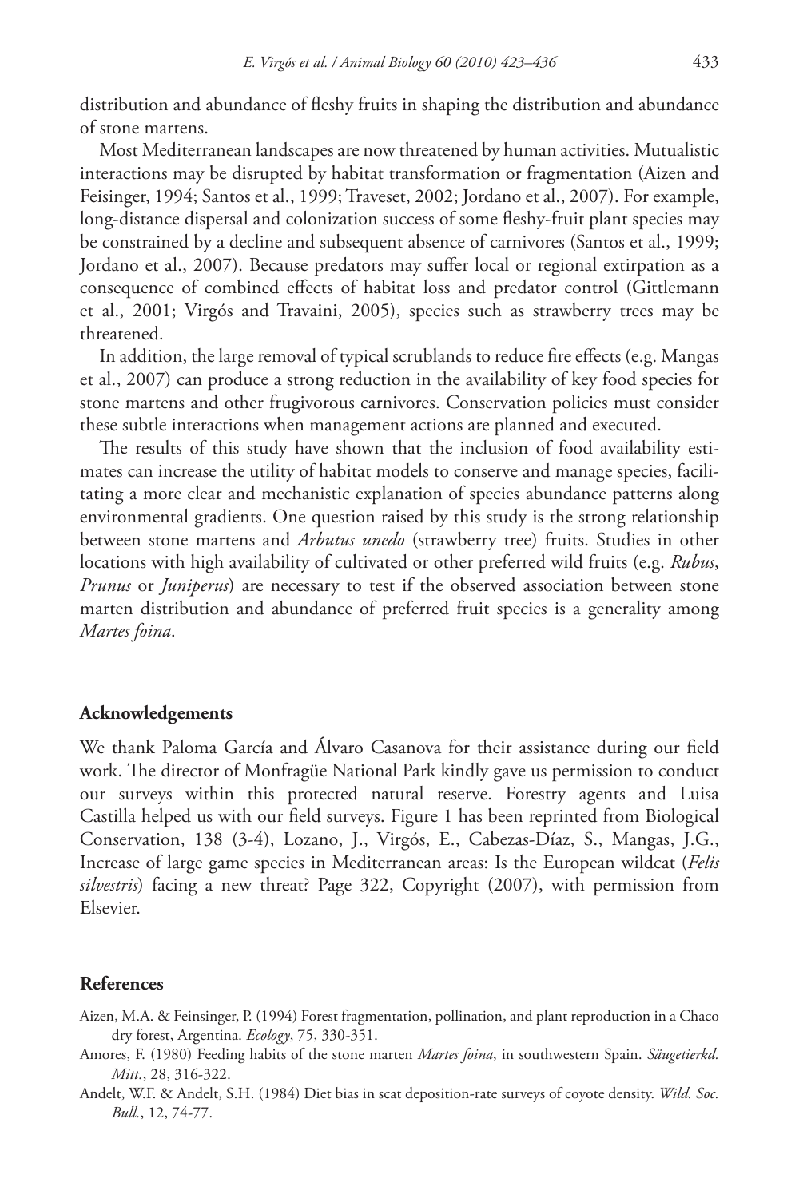distribution and abundance of fleshy fruits in shaping the distribution and abundance of stone martens.

Most Mediterranean landscapes are now threatened by human activities. Mutualistic interactions may be disrupted by habitat transformation or fragmentation (Aizen and Feisinger, 1994; Santos et al., 1999; Traveset, 2002; Jordano et al., 2007). For example, long-distance dispersal and colonization success of some fleshy-fruit plant species may be constrained by a decline and subsequent absence of carnivores (Santos et al., 1999; Jordano et al., 2007). Because predators may suffer local or regional extirpation as a consequence of combined effects of habitat loss and predator control (Gittlemann et al., 2001; Virgós and Travaini, 2005), species such as strawberry trees may be threatened.

In addition, the large removal of typical scrublands to reduce fire effects (e.g. Mangas et al., 2007) can produce a strong reduction in the availability of key food species for stone martens and other frugivorous carnivores. Conservation policies must consider these subtle interactions when management actions are planned and executed.

The results of this study have shown that the inclusion of food availability estimates can increase the utility of habitat models to conserve and manage species, facilitating a more clear and mechanistic explanation of species abundance patterns along environmental gradients. One question raised by this study is the strong relationship between stone martens and *Arbutus unedo* (strawberry tree) fruits. Studies in other locations with high availability of cultivated or other preferred wild fruits (e.g. *Rubus*, *Prunus* or *Juniperus*) are necessary to test if the observed association between stone marten distribution and abundance of preferred fruit species is a generality among *Martes foina*.

## Acknowledgements

We thank Paloma García and Álvaro Casanova for their assistance during our field work. The director of Monfragüe National Park kindly gave us permission to conduct our surveys within this protected natural reserve. Forestry agents and Luisa Castilla helped us with our field surveys. Figure 1 has been reprinted from Biological Conservation, 138 (3-4), Lozano, J., Virgós, E., Cabezas-Díaz, S., Mangas, J.G., Increase of large game species in Mediterranean areas: Is the European wildcat (*Felis silvestris*) facing a new threat? Page 322, Copyright (2007), with permission from Elsevier.

## References

Aizen, M.A. & Feinsinger, P. (1994) Forest fragmentation, pollination, and plant reproduction in a Chaco dry forest, Argentina. *Ecology*, 75, 330-351.

Amores, F. (1980) Feeding habits of the stone marten *Martes foina*, in southwestern Spain. *Säugetierkd. Mitt.*, 28, 316-322.

Andelt, W.F. & Andelt, S.H. (1984) Diet bias in scat deposition-rate surveys of coyote density. *Wild. Soc. Bull.*, 12, 74-77.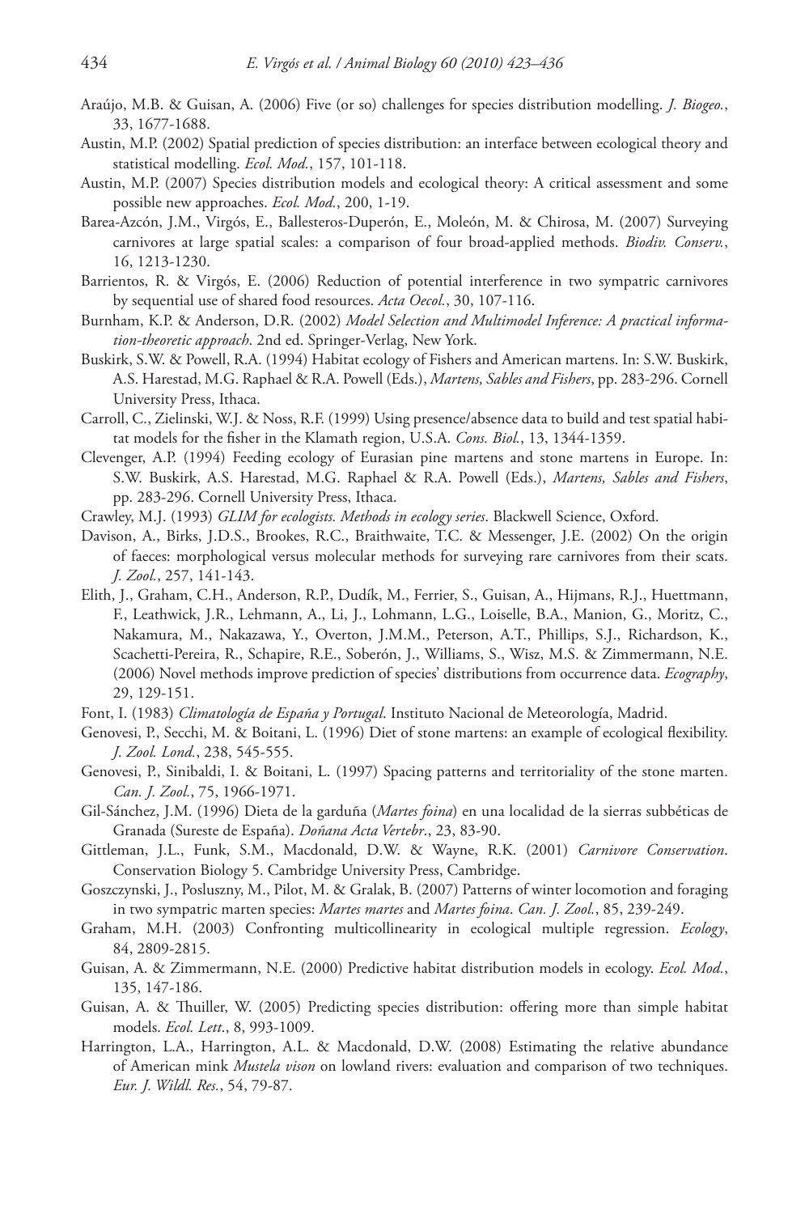Araújo, M.B. & Guisan, A. (2006) Five (or so) challenges for species distribution modelling. *J. Biogeo.*, 33, 1677-1688.

Austin, M.P. (2002) Spatial prediction of species distribution: an interface between ecological theory and statistical modelling. *Ecol. Mod.*, 157, 101-118.

Austin, M.P. (2007) Species distribution models and ecological theory: A critical assessment and some possible new approaches. *Ecol. Mod.*, 200, 1-19.

Barea-Azcón, J.M., Virgós, E., Ballesteros-Duperón, E., Moleón, M. & Chirosa, M. (2007) Surveying carnivores at large spatial scales: a comparison of four broad-applied methods. *Biodiv. Conserv.*, 16, 1213-1230.

Barrientos, R. & Virgós, E. (2006) Reduction of potential interference in two sympatric carnivores by sequential use of shared food resources. *Acta Oecol.*, 30, 107-116.

Burnham, K.P. & Anderson, D.R. (2002) *Model Selection and Multimodel Inference: A practical information-theoretic approach*. 2nd ed. Springer-Verlag, New York.

Buskirk, S.W. & Powell, R.A. (1994) Habitat ecology of Fishers and American martens. In: S.W. Buskirk, A.S. Harestad, M.G. Raphael & R.A. Powell (Eds.), *Martens, Sables and Fishers*, pp. 283-296. Cornell University Press, Ithaca.

Carroll, C., Zielinski, W.J. & Noss, R.F. (1999) Using presence/absence data to build and test spatial habitat models for the fisher in the Klamath region, U.S.A. *Cons. Biol.*, 13, 1344-1359.

Clevenger, A.P. (1994) Feeding ecology of Eurasian pine martens and stone martens in Europe. In: S.W. Buskirk, A.S. Harestad, M.G. Raphael & R.A. Powell (Eds.), *Martens, Sables and Fishers*, pp. 283-296. Cornell University Press, Ithaca.

Crawley, M.J. (1993) *GLIM for ecologists. Methods in ecology series*. Blackwell Science, Oxford.

Davison, A., Birks, J.D.S., Brookes, R.C., Braithwaite, T.C. & Messenger, J.E. (2002) On the origin of faeces: morphological versus molecular methods for surveying rare carnivores from their scats. *J. Zool.*, 257, 141-143.

Elith, J., Graham, C.H., Anderson, R.P., Dudík, M., Ferrier, S., Guisan, A., Hijmans, R.J., Huettmann, F., Leathwick, J.R., Lehmann, A., Li, J., Lohmann, L.G., Loiselle, B.A., Manion, G., Moritz, C., Nakamura, M., Nakazawa, Y., Overton, J.M.M., Peterson, A.T., Phillips, S.J., Richardson, K., Scachetti-Pereira, R., Schapire, R.E., Soberón, J., Williams, S., Wisz, M.S. & Zimmermann, N.E. (2006) Novel methods improve prediction of species' distributions from occurrence data. *Ecography*, 29, 129-151.

Font, I. (1983) *Climatología de España y Portugal*. Instituto Nacional de Meteorología, Madrid.

Genovesi, P., Secchi, M. & Boitani, L. (1996) Diet of stone martens: an example of ecological flexibility. *J. Zool. Lond.*, 238, 545-555.

Genovesi, P., Sinibaldi, I. & Boitani, L. (1997) Spacing patterns and territoriality of the stone marten. *Can. J. Zool.*, 75, 1966-1971.

Gil-Sánchez, J.M. (1996) Dieta de la garduña (*Martes foina*) en una localidad de la sierras subbéticas de Granada (Sureste de España). *Doñana Acta Vertebr.*, 23, 83-90.

Gittleman, J.L., Funk, S.M., Macdonald, D.W. & Wayne, R.K. (2001) *Carnivore Conservation*. Conservation Biology 5. Cambridge University Press, Cambridge.

Goszczynski, J., Posluszny, M., Pilot, M. & Gralak, B. (2007) Patterns of winter locomotion and foraging in two sympatric marten species: *Martes martes* and *Martes foina*. *Can. J. Zool.*, 85, 239-249.

Graham, M.H. (2003) Confronting multicollinearity in ecological multiple regression. *Ecology*, 84, 2809-2815.

Guisan, A. & Zimmermann, N.E. (2000) Predictive habitat distribution models in ecology. *Ecol. Mod.*, 135, 147-186.

Guisan, A. & Thuiller, W. (2005) Predicting species distribution: offering more than simple habitat models. *Ecol. Lett.*, 8, 993-1009.

Harrington, L.A., Harrington, A.L. & Macdonald, D.W. (2008) Estimating the relative abundance of American mink *Mustela vison* on lowland rivers: evaluation and comparison of two techniques. *Eur. J. Wildl. Res.*, 54, 79-87.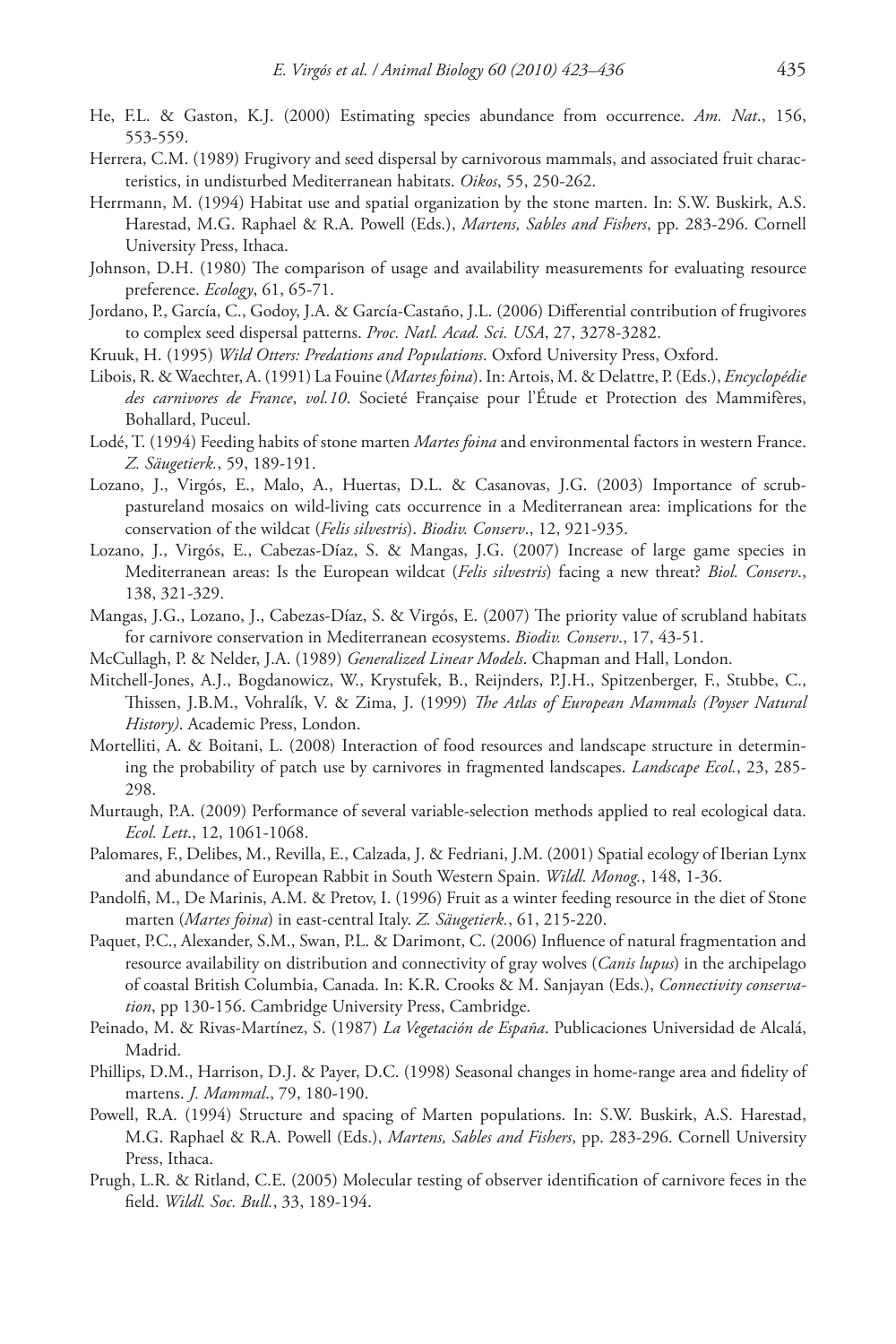He, F.L. & Gaston, K.J. (2000) Estimating species abundance from occurrence. *Am. Nat*., 156, 553-559.

Herrera, C.M. (1989) Frugivory and seed dispersal by carnivorous mammals, and associated fruit characteristics, in undisturbed Mediterranean habitats. *Oikos*, 55, 250-262.

Herrmann, M. (1994) Habitat use and spatial organization by the stone marten. In: S.W. Buskirk, A.S. Harestad, M.G. Raphael & R.A. Powell (Eds.), *Martens, Sables and Fishers*, pp. 283-296. Cornell University Press, Ithaca.

Johnson, D.H. (1980) The comparison of usage and availability measurements for evaluating resource preference. *Ecology*, 61, 65-71.

Jordano, P., García, C., Godoy, J.A. & García-Castaño, J.L. (2006) Differential contribution of frugivores to complex seed dispersal patterns. *Proc. Natl. Acad. Sci. USA*, 27, 3278-3282.

Kruuk, H. (1995) *Wild Otters: Predations and Populations*. Oxford University Press, Oxford.

Libois, R. & Waechter, A. (1991) La Fouine (*Martes foina*). In: Artois, M. & Delattre, P. (Eds.), *Encyclopédie des carnivores de France*, *vol.10*. Societé Française pour l'Étude et Protection des Mammifères, Bohallard, Puceul.

Lodé, T. (1994) Feeding habits of stone marten *Martes foina* and environmental factors in western France. *Z. Säugetierk.*, 59, 189-191.

Lozano, J., Virgós, E., Malo, A., Huertas, D.L. & Casanovas, J.G. (2003) Importance of scrub-pastureland mosaics on wild-living cats occurrence in a Mediterranean area: implications for the conservation of the wildcat (*Felis silvestris*). *Biodiv. Conserv*., 12, 921-935.

Lozano, J., Virgós, E., Cabezas-Díaz, S. & Mangas, J.G. (2007) Increase of large game species in Mediterranean areas: Is the European wildcat (*Felis silvestris*) facing a new threat? *Biol. Conserv*., 138, 321-329.

Mangas, J.G., Lozano, J., Cabezas-Díaz, S. & Virgós, E. (2007) The priority value of scrubland habitats for carnivore conservation in Mediterranean ecosystems. *Biodiv. Conserv*., 17, 43-51.

McCullagh, P. & Nelder, J.A. (1989) *Generalized Linear Models*. Chapman and Hall, London.

Mitchell-Jones, A.J., Bogdanowicz, W., Krystufek, B., Reijnders, P.J.H., Spitzenberger, F., Stubbe, C., Thissen, J.B.M., Vohralík, V. & Zima, J. (1999) *The Atlas of European Mammals (Poyser Natural History)*. Academic Press, London.

Mortelliti, A. & Boitani, L. (2008) Interaction of food resources and landscape structure in determining the probability of patch use by carnivores in fragmented landscapes. *Landscape Ecol.*, 23, 285-298.

Murtaugh, P.A. (2009) Performance of several variable-selection methods applied to real ecological data. *Ecol. Lett*., 12, 1061-1068.

Palomares, F., Delibes, M., Revilla, E., Calzada, J. & Fedriani, J.M. (2001) Spatial ecology of Iberian Lynx and abundance of European Rabbit in South Western Spain. *Wildl. Monog.*, 148, 1-36.

Pandolfi, M., De Marinis, A.M. & Pretov, I. (1996) Fruit as a winter feeding resource in the diet of Stone marten (*Martes foina*) in east-central Italy. *Z. Säugetierk.*, 61, 215-220.

Paquet, P.C., Alexander, S.M., Swan, P.L. & Darimont, C. (2006) Influence of natural fragmentation and resource availability on distribution and connectivity of gray wolves (*Canis lupus*) in the archipelago of coastal British Columbia, Canada. In: K.R. Crooks & M. Sanjayan (Eds.), *Connectivity conservation*, pp 130-156. Cambridge University Press, Cambridge.

Peinado, M. & Rivas-Martínez, S. (1987) *La Vegetación de España*. Publicaciones Universidad de Alcalá, Madrid.

Phillips, D.M., Harrison, D.J. & Payer, D.C. (1998) Seasonal changes in home-range area and fidelity of martens. *J. Mammal*., 79, 180-190.

Powell, R.A. (1994) Structure and spacing of Marten populations. In: S.W. Buskirk, A.S. Harestad, M.G. Raphael & R.A. Powell (Eds.), *Martens, Sables and Fishers*, pp. 283-296. Cornell University Press, Ithaca.

Prugh, L.R. & Ritland, C.E. (2005) Molecular testing of observer identification of carnivore feces in the field. *Wildl. Soc. Bull.*, 33, 189-194.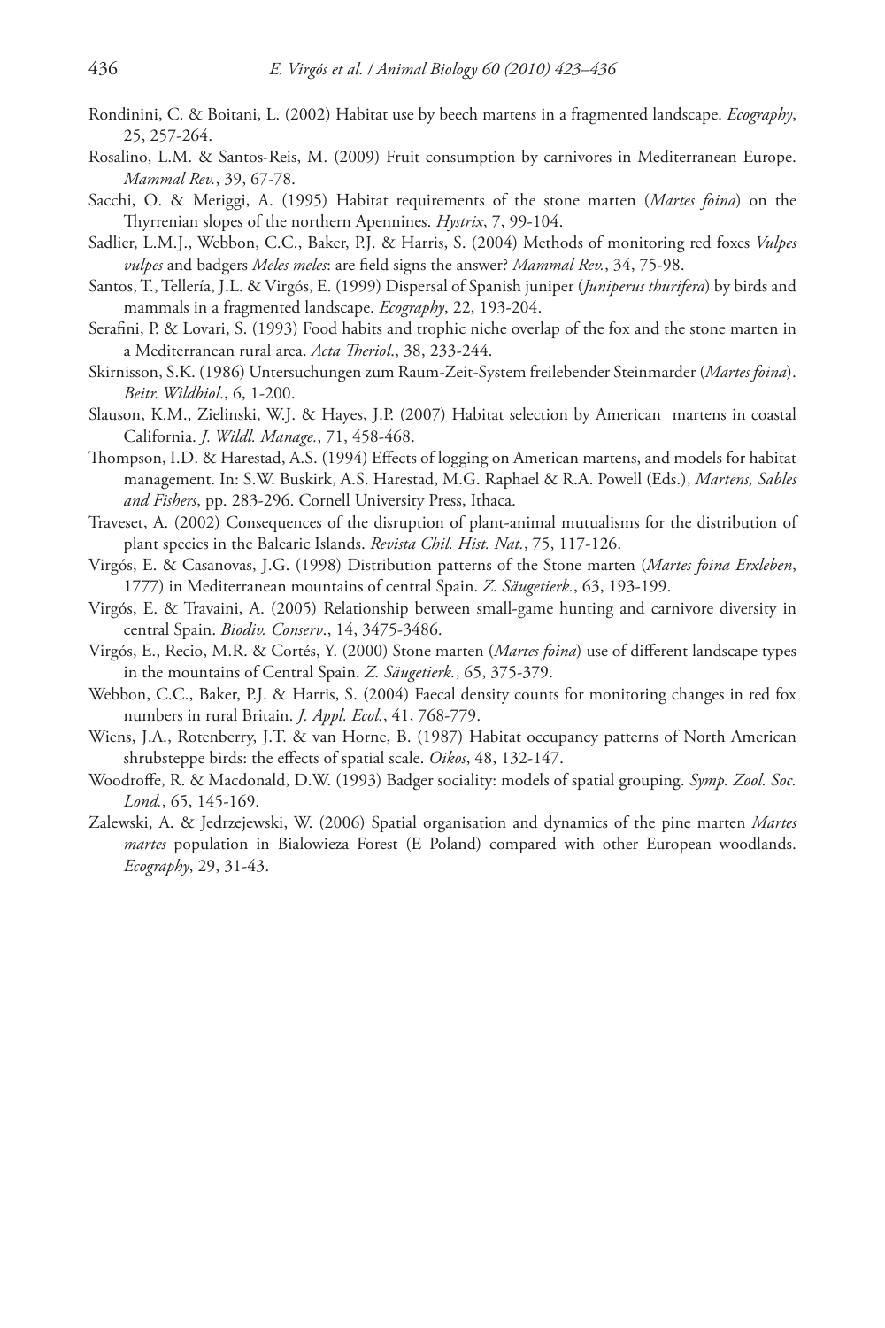Rondinini, C. & Boitani, L. (2002) Habitat use by beech martens in a fragmented landscape. *Ecography*, 25, 257-264.

Rosalino, L.M. & Santos-Reis, M. (2009) Fruit consumption by carnivores in Mediterranean Europe. *Mammal Rev.*, 39, 67-78.

Sacchi, O. & Meriggi, A. (1995) Habitat requirements of the stone marten (*Martes foina*) on the Thyrrenian slopes of the northern Apennines. *Hystrix*, 7, 99-104.

Sadlier, L.M.J., Webbon, C.C., Baker, P.J. & Harris, S. (2004) Methods of monitoring red foxes *Vulpes vulpes* and badgers *Meles meles*: are field signs the answer? *Mammal Rev.*, 34, 75-98.

Santos, T., Tellería, J.L. & Virgós, E. (1999) Dispersal of Spanish juniper (*Juniperus thurifera*) by birds and mammals in a fragmented landscape. *Ecography*, 22, 193-204.

Serafini, P. & Lovari, S. (1993) Food habits and trophic niche overlap of the fox and the stone marten in a Mediterranean rural area. *Acta Theriol.*, 38, 233-244.

Skirnisson, S.K. (1986) Untersuchungen zum Raum-Zeit-System freilebender Steinmarder (*Martes foina*). *Beitr. Wildbiol.*, 6, 1-200.

Slauson, K.M., Zielinski, W.J. & Hayes, J.P. (2007) Habitat selection by American martens in coastal California. *J. Wildl. Manage.*, 71, 458-468.

Thompson, I.D. & Harestad, A.S. (1994) Effects of logging on American martens, and models for habitat management. In: S.W. Buskirk, A.S. Harestad, M.G. Raphael & R.A. Powell (Eds.), *Martens, Sables and Fishers*, pp. 283-296. Cornell University Press, Ithaca.

Traveset, A. (2002) Consequences of the disruption of plant-animal mutualisms for the distribution of plant species in the Balearic Islands. *Revista Chil. Hist. Nat.*, 75, 117-126.

Virgós, E. & Casanovas, J.G. (1998) Distribution patterns of the Stone marten (*Martes foina Erxleben*, 1777) in Mediterranean mountains of central Spain. *Z. Säugetierk.*, 63, 193-199.

Virgós, E. & Travaini, A. (2005) Relationship between small-game hunting and carnivore diversity in central Spain. *Biodiv. Conserv*., 14, 3475-3486.

Virgós, E., Recio, M.R. & Cortés, Y. (2000) Stone marten (*Martes foina*) use of different landscape types in the mountains of Central Spain. *Z. Säugetierk.*, 65, 375-379.

Webbon, C.C., Baker, P.J. & Harris, S. (2004) Faecal density counts for monitoring changes in red fox numbers in rural Britain. *J. Appl. Ecol.*, 41, 768-779.

Wiens, J.A., Rotenberry, J.T. & van Horne, B. (1987) Habitat occupancy patterns of North American shrubsteppe birds: the effects of spatial scale. *Oikos*, 48, 132-147.

Woodroffe, R. & Macdonald, D.W. (1993) Badger sociality: models of spatial grouping. *Symp. Zool. Soc. Lond.*, 65, 145-169.

Zalewski, A. & Jedrzejewski, W. (2006) Spatial organisation and dynamics of the pine marten *Martes martes* population in Bialowieza Forest (E Poland) compared with other European woodlands. *Ecography*, 29, 31-43.